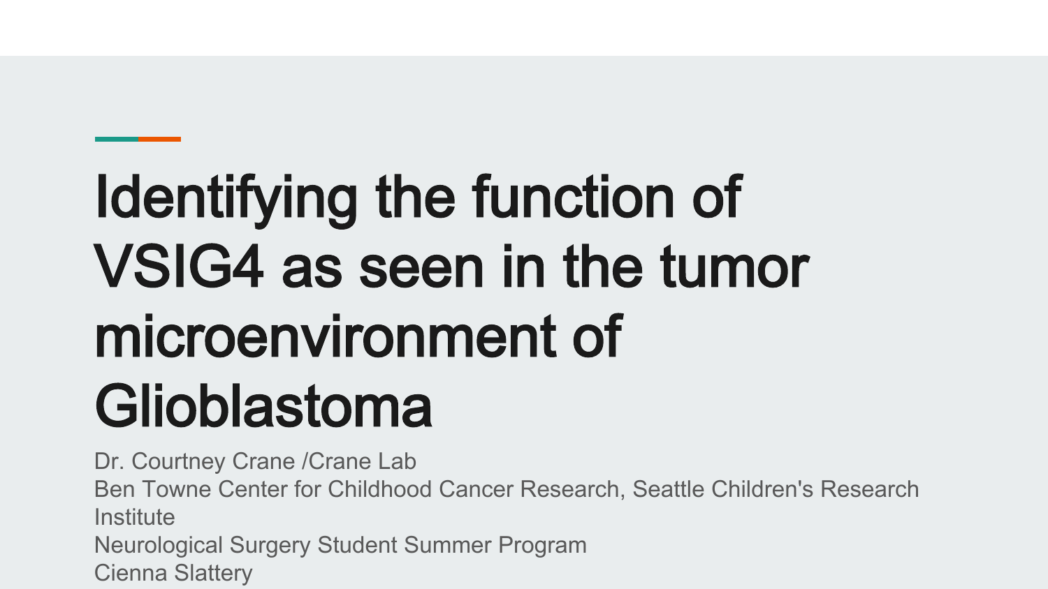# Identifying the function of VSIG4 as seen in the tumor microenvironment of Glioblastoma

Dr. Courtney Crane /Crane Lab

Ben Towne Center for Childhood Cancer Research, Seattle Children's Research Institute

Neurological Surgery Student Summer Program

Cienna Slattery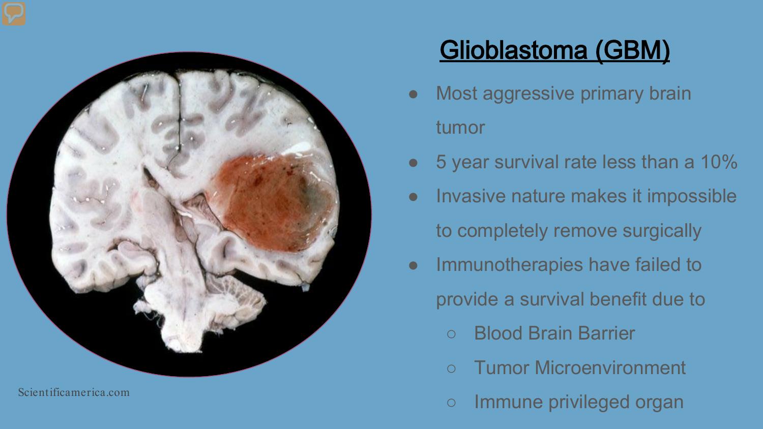# Glioblastoma (GBM)

- Most aggressive primary brain tumor
- 5 year survival rate less than a 10%
- Invasive nature makes it impossible to completely remove surgically
- Immunotherapies have failed to provide a survival benefit due to
  - Blood Brain Barrier
  - Tumor Microenvironment
  - Immune privileged organ

Scientificamerica.com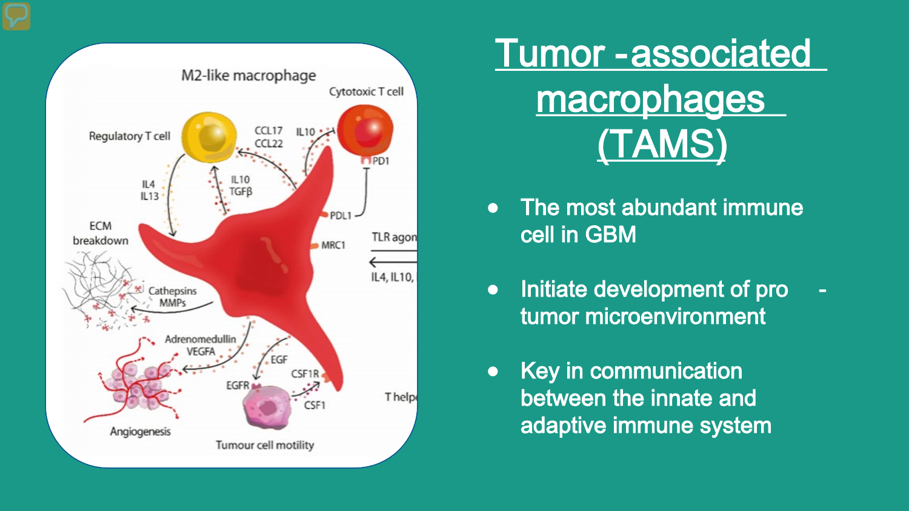# Tumor -associated macrophages (TAMS)

- The most abundant immune cell in GBM
- Initiate development of pro-tumor microenvironment
- Key in communication between the innate and adaptive immune system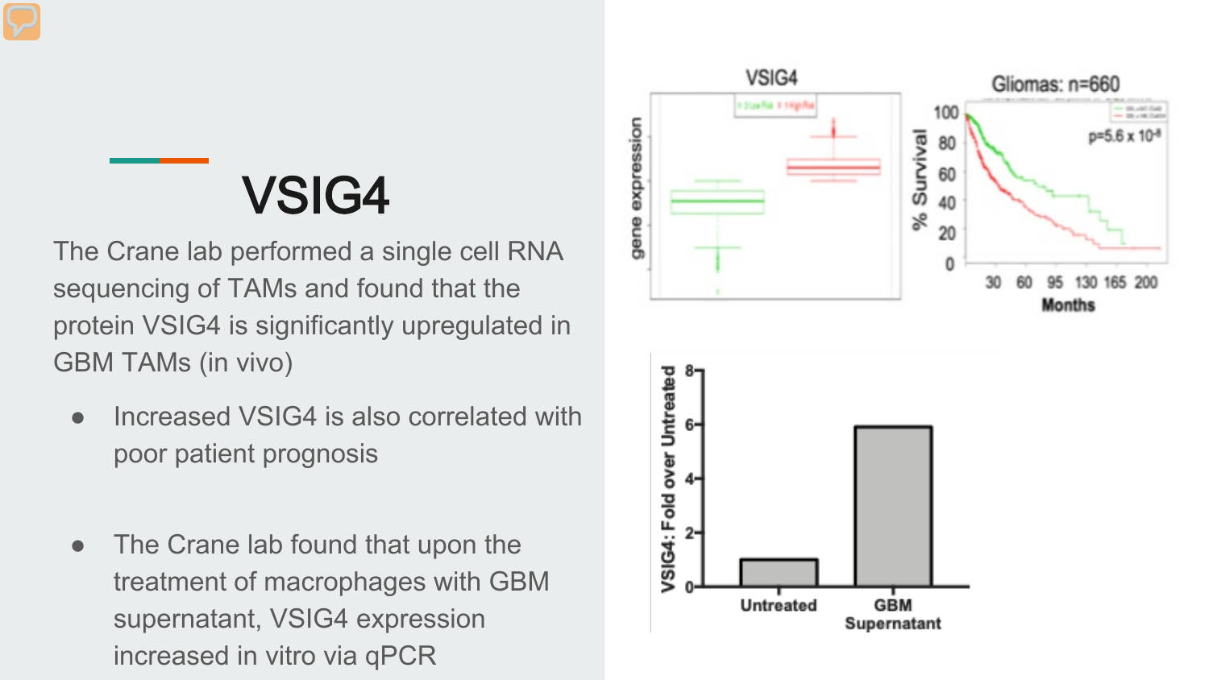# VSIG4

The Crane lab performed a single cell RNA sequencing of TAMs and found that the protein VSIG4 is significantly upregulated in GBM TAMs (in vivo)

- Increased VSIG4 is also correlated with poor patient prognosis

- The Crane lab found that upon the treatment of macrophages with GBM supernatant, VSIG4 expression increased in vitro via qPCR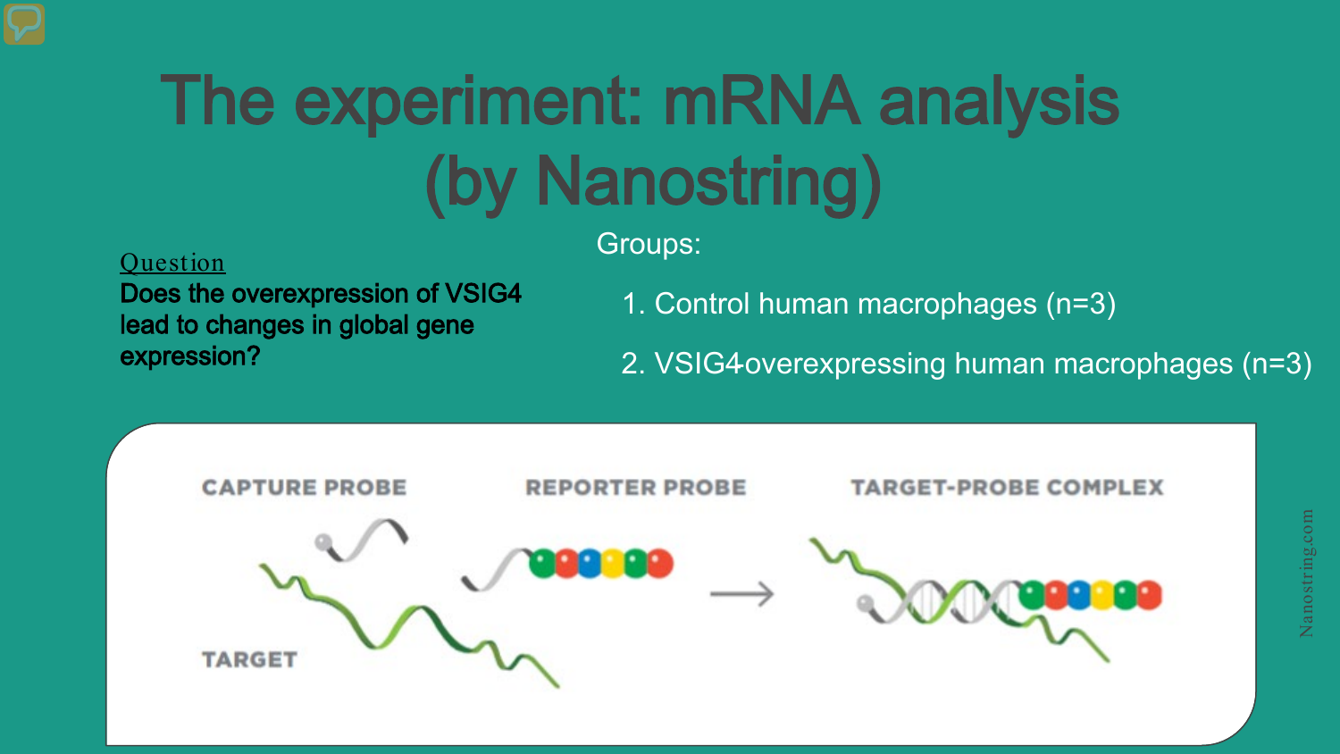# The experiment: mRNA analysis (by Nanostring)

Question

**Does the overexpression of VSIG4 lead to changes in global gene expression?**

Groups:

1. Control human macrophages (n=3)
2. VSIG4overexpressing human macrophages (n=3)

CAPTURE PROBE

REPORTER PROBE

TARGET-PROBE COMPLEX

TARGET

Nanostring.com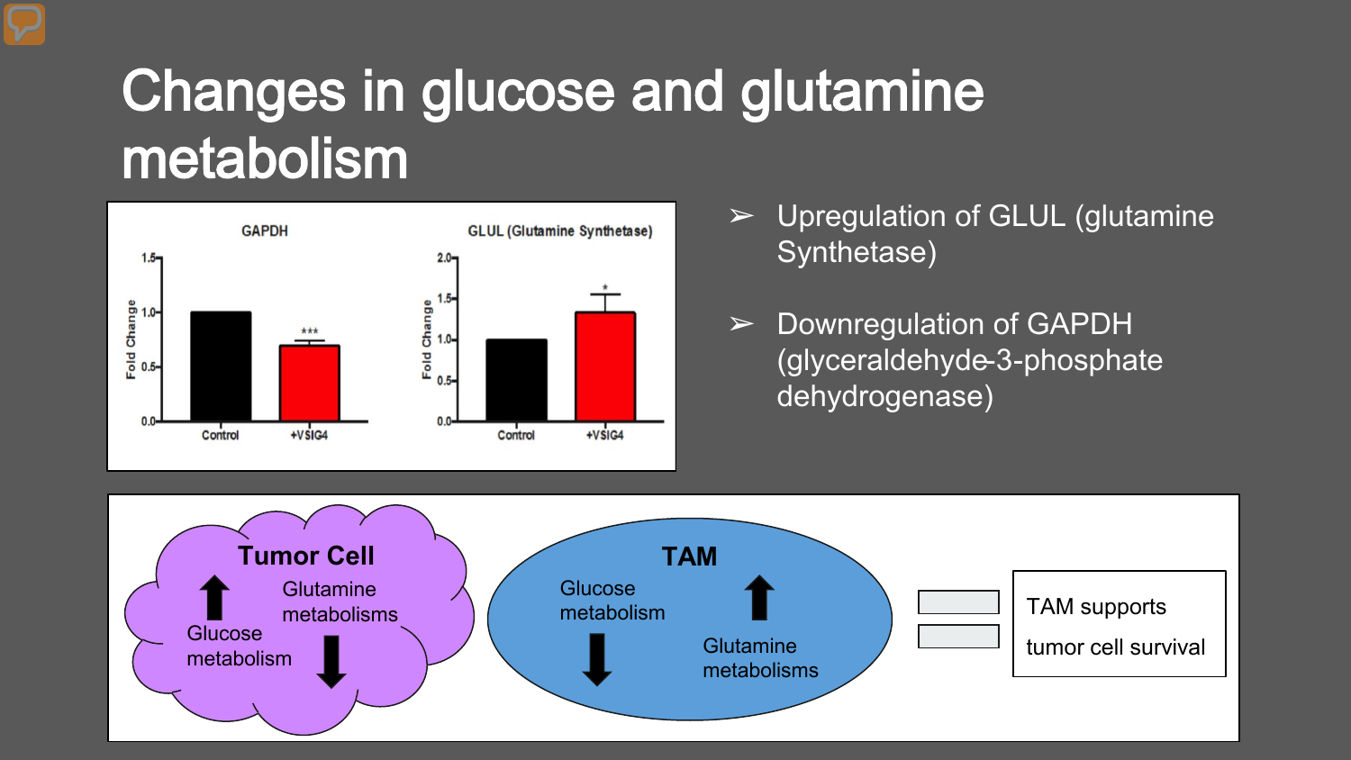# Changes in glucose and glutamine metabolism

- Upregulation of GLUL (glutamine Synthetase)
- Downregulation of GAPDH (glyceraldehyde-3-phosphate dehydrogenase)

**GAPDH** — Fold Change: Control, +VSIG4 (***)

**GLUL (Glutamine Synthetase)** — Fold Change: Control, +VSIG4 (*)

**Tumor Cell**: ↑ Glucose metabolism; ↓ Glutamine metabolisms

**TAM**: ↓ Glucose metabolism; ↑ Glutamine metabolisms

= TAM supports tumor cell survival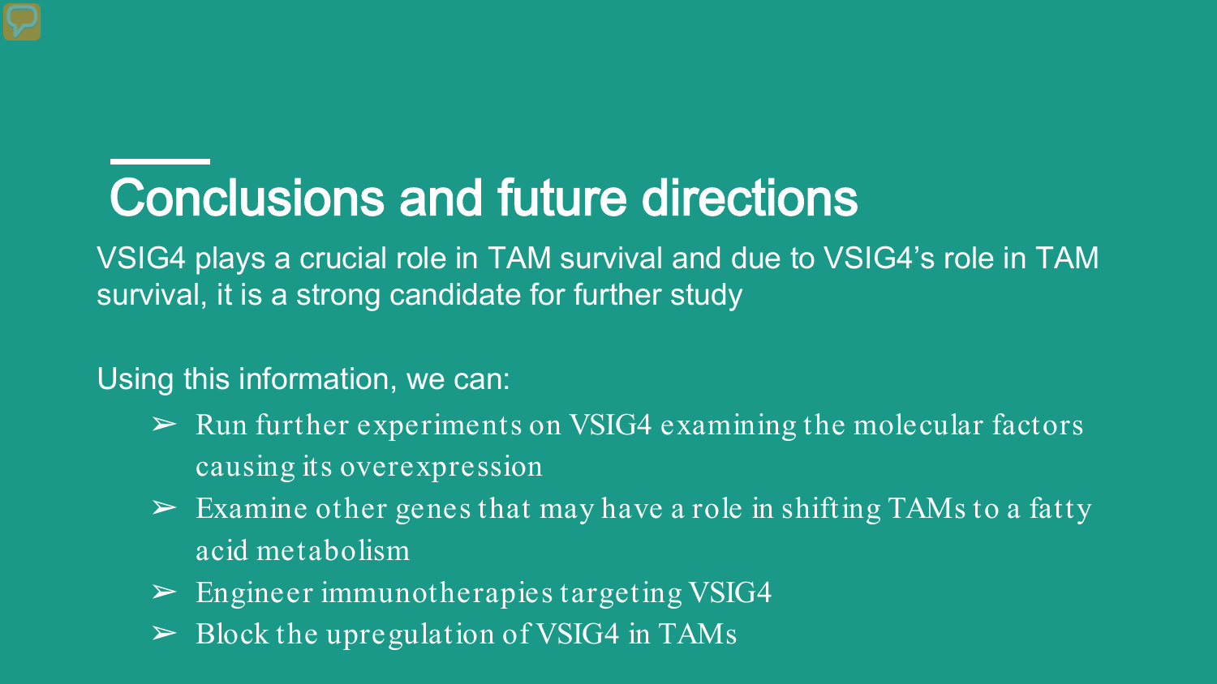# Conclusions and future directions

VSIG4 plays a crucial role in TAM survival and due to VSIG4's role in TAM survival, it is a strong candidate for further study

Using this information, we can:

- Run further experiments on VSIG4 examining the molecular factors causing its overexpression
- Examine other genes that may have a role in shifting TAMs to a fatty acid metabolism
- Engineer immunotherapies targeting VSIG4
- Block the upregulation of VSIG4 in TAMs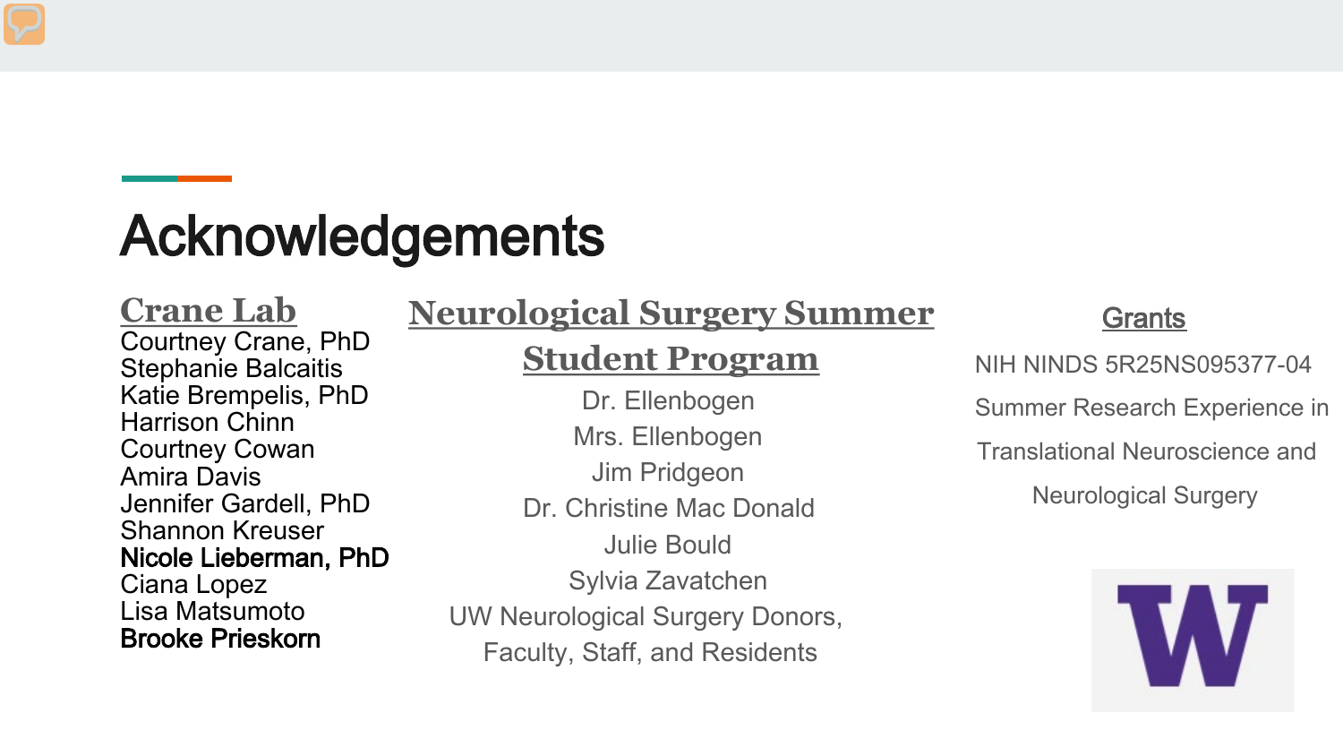# Acknowledgements

## Crane Lab

Courtney Crane, PhD
Stephanie Balcaitis
Katie Brempelis, PhD
Harrison Chinn
Courtney Cowan
Amira Davis
Jennifer Gardell, PhD
Shannon Kreuser
**Nicole Lieberman, PhD**
Ciana Lopez
Lisa Matsumoto
**Brooke Prieskorn**

## Neurological Surgery Summer Student Program

Dr. Ellenbogen
Mrs. Ellenbogen
Jim Pridgeon
Dr. Christine Mac Donald
Julie Bould
Sylvia Zavatchen
UW Neurological Surgery Donors, Faculty, Staff, and Residents

## Grants

NIH NINDS 5R25NS095377-04
Summer Research Experience in Translational Neuroscience and Neurological Surgery